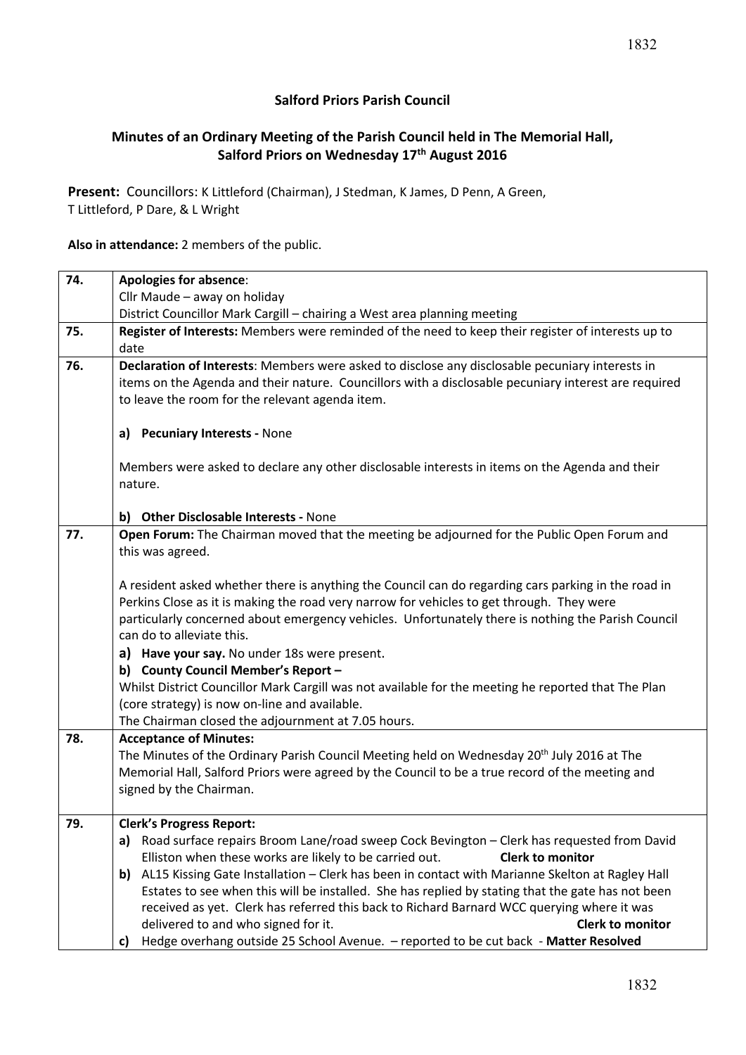# Salford Priors Parish Council

## Minutes of an Ordinary Meeting of the Parish Council held in The Memorial Hall, Salford Priors on Wednesday 17th August 2016

**Present:** Councillors: K Littleford (Chairman), J Stedman, K James, D Penn, A Green, T Littleford, P Dare, & L Wright

**Also in attendance:** 2 members of the public.

| | |
|---|---|
| **74.** | **Apologies for absence**:<br>Cllr Maude – away on holiday<br>District Councillor Mark Cargill – chairing a West area planning meeting |
| **75.** | **Register of Interests:** Members were reminded of the need to keep their register of interests up to date |
| **76.** | **Declaration of Interests**: Members were asked to disclose any disclosable pecuniary interests in items on the Agenda and their nature. Councillors with a disclosable pecuniary interest are required to leave the room for the relevant agenda item.<br><br>**a) Pecuniary Interests -** None<br><br>Members were asked to declare any other disclosable interests in items on the Agenda and their nature.<br><br>**b) Other Disclosable Interests -** None |
| **77.** | **Open Forum:** The Chairman moved that the meeting be adjourned for the Public Open Forum and this was agreed.<br><br>A resident asked whether there is anything the Council can do regarding cars parking in the road in Perkins Close as it is making the road very narrow for vehicles to get through. They were particularly concerned about emergency vehicles. Unfortunately there is nothing the Parish Council can do to alleviate this.<br>**a) Have your say.** No under 18s were present.<br>**b) County Council Member's Report –**<br>Whilst District Councillor Mark Cargill was not available for the meeting he reported that The Plan (core strategy) is now on-line and available.<br>The Chairman closed the adjournment at 7.05 hours. |
| **78.** | **Acceptance of Minutes:**<br>The Minutes of the Ordinary Parish Council Meeting held on Wednesday 20th July 2016 at The Memorial Hall, Salford Priors were agreed by the Council to be a true record of the meeting and signed by the Chairman. |
| **79.** | **Clerk's Progress Report:**<br>**a)** Road surface repairs Broom Lane/road sweep Cock Bevington – Clerk has requested from David Elliston when these works are likely to be carried out. **Clerk to monitor**<br>**b)** AL15 Kissing Gate Installation – Clerk has been in contact with Marianne Skelton at Ragley Hall Estates to see when this will be installed. She has replied by stating that the gate has not been received as yet. Clerk has referred this back to Richard Barnard WCC querying where it was delivered to and who signed for it. **Clerk to monitor**<br>**c)** Hedge overhang outside 25 School Avenue. – reported to be cut back - **Matter Resolved** |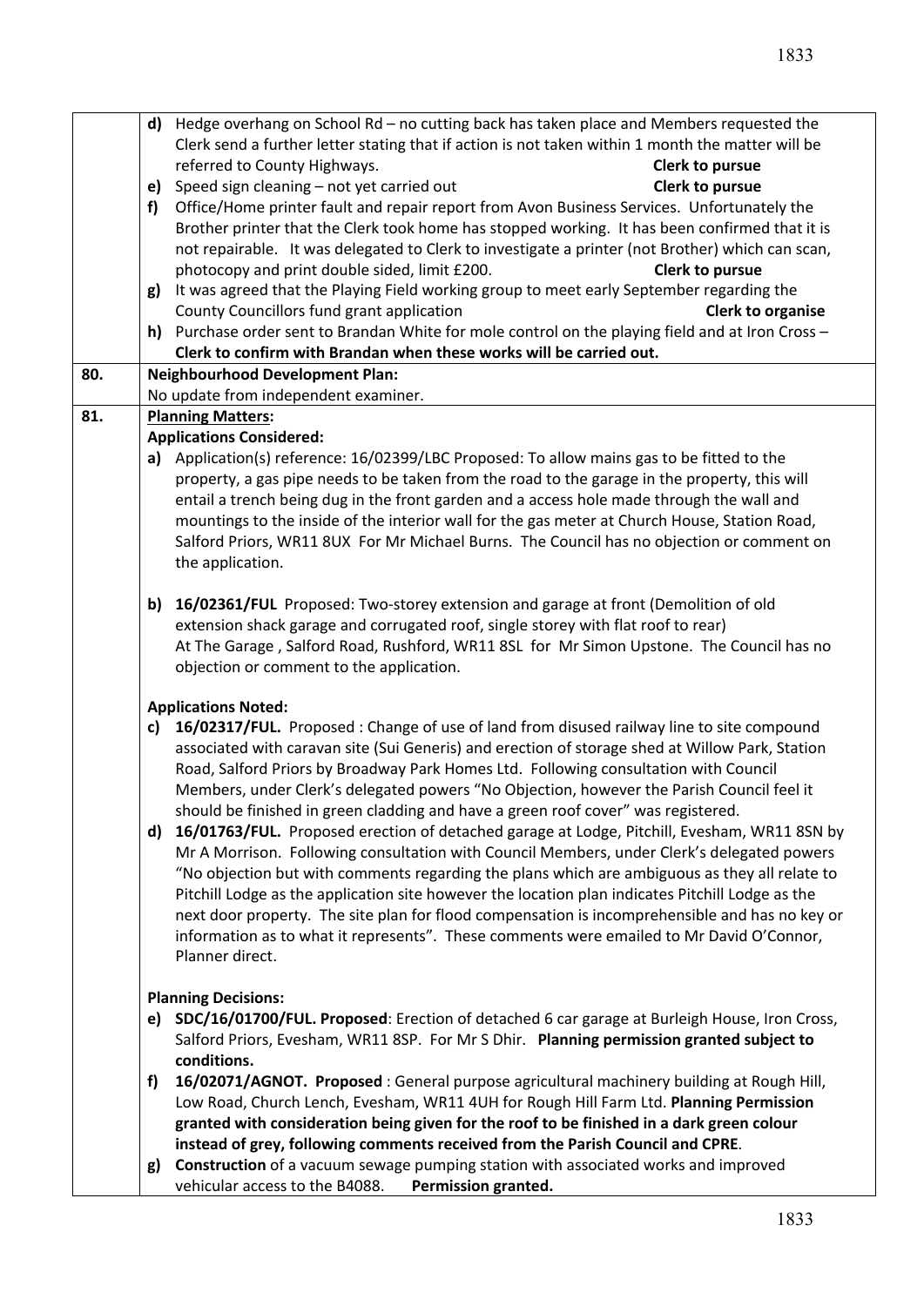|  |  |
|---|---|
|  | **d)** Hedge overhang on School Rd – no cutting back has taken place and Members requested the Clerk send a further letter stating that if action is not taken within 1 month the matter will be referred to County Highways. **Clerk to pursue**<br>**e)** Speed sign cleaning – not yet carried out **Clerk to pursue**<br>**f)** Office/Home printer fault and repair report from Avon Business Services. Unfortunately the Brother printer that the Clerk took home has stopped working. It has been confirmed that it is not repairable. It was delegated to Clerk to investigate a printer (not Brother) which can scan, photocopy and print double sided, limit £200. **Clerk to pursue**<br>**g)** It was agreed that the Playing Field working group to meet early September regarding the County Councillors fund grant application **Clerk to organise**<br>**h)** Purchase order sent to Brandan White for mole control on the playing field and at Iron Cross – **Clerk to confirm with Brandan when these works will be carried out.** |
| **80.** | **Neighbourhood Development Plan:**<br>No update from independent examiner. |
| **81.** | **Planning Matters:**<br>**Applications Considered:**<br>**a)** Application(s) reference: 16/02399/LBC Proposed: To allow mains gas to be fitted to the property, a gas pipe needs to be taken from the road to the garage in the property, this will entail a trench being dug in the front garden and a access hole made through the wall and mountings to the inside of the interior wall for the gas meter at Church House, Station Road, Salford Priors, WR11 8UX For Mr Michael Burns. The Council has no objection or comment on the application.<br><br>**b)** **16/02361/FUL** Proposed: Two-storey extension and garage at front (Demolition of old extension shack garage and corrugated roof, single storey with flat roof to rear) At The Garage , Salford Road, Rushford, WR11 8SL for Mr Simon Upstone. The Council has no objection or comment to the application.<br><br>**Applications Noted:**<br>**c)** **16/02317/FUL.** Proposed : Change of use of land from disused railway line to site compound associated with caravan site (Sui Generis) and erection of storage shed at Willow Park, Station Road, Salford Priors by Broadway Park Homes Ltd. Following consultation with Council Members, under Clerk's delegated powers "No Objection, however the Parish Council feel it should be finished in green cladding and have a green roof cover" was registered.<br>**d)** **16/01763/FUL.** Proposed erection of detached garage at Lodge, Pitchill, Evesham, WR11 8SN by Mr A Morrison. Following consultation with Council Members, under Clerk's delegated powers "No objection but with comments regarding the plans which are ambiguous as they all relate to Pitchill Lodge as the application site however the location plan indicates Pitchill Lodge as the next door property. The site plan for flood compensation is incomprehensible and has no key or information as to what it represents". These comments were emailed to Mr David O'Connor, Planner direct.<br><br>**Planning Decisions:**<br>**e)** **SDC/16/01700/FUL. Proposed**: Erection of detached 6 car garage at Burleigh House, Iron Cross, Salford Priors, Evesham, WR11 8SP. For Mr S Dhir. **Planning permission granted subject to conditions.**<br>**f)** **16/02071/AGNOT. Proposed** : General purpose agricultural machinery building at Rough Hill, Low Road, Church Lench, Evesham, WR11 4UH for Rough Hill Farm Ltd. **Planning Permission granted with consideration being given for the roof to be finished in a dark green colour instead of grey, following comments received from the Parish Council and CPRE**.<br>**g)** **Construction** of a vacuum sewage pumping station with associated works and improved vehicular access to the B4088. **Permission granted.** |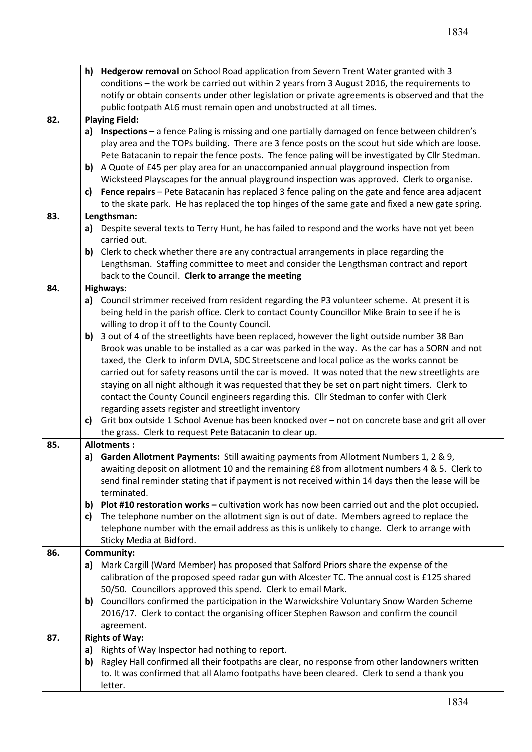|  |  |
|---|---|
|  | **h) Hedgerow removal** on School Road application from Severn Trent Water granted with 3 conditions – the work be carried out within 2 years from 3 August 2016, the requirements to notify or obtain consents under other legislation or private agreements is observed and that the public footpath AL6 must remain open and unobstructed at all times. |
| 82. | **Playing Field:**<br>**a) Inspections –** a fence Paling is missing and one partially damaged on fence between children's play area and the TOPs building. There are 3 fence posts on the scout hut side which are loose. Pete Batacanin to repair the fence posts. The fence paling will be investigated by Cllr Stedman.<br>**b)** A Quote of £45 per play area for an unaccompanied annual playground inspection from Wicksteed Playscapes for the annual playground inspection was approved. Clerk to organise.<br>**c) Fence repairs** – Pete Batacanin has replaced 3 fence paling on the gate and fence area adjacent to the skate park. He has replaced the top hinges of the same gate and fixed a new gate spring. |
| 83. | **Lengthsman:**<br>**a)** Despite several texts to Terry Hunt, he has failed to respond and the works have not yet been carried out.<br>**b)** Clerk to check whether there are any contractual arrangements in place regarding the Lengthsman. Staffing committee to meet and consider the Lengthsman contract and report back to the Council. **Clerk to arrange the meeting** |
| 84. | **Highways:**<br>**a)** Council strimmer received from resident regarding the P3 volunteer scheme. At present it is being held in the parish office. Clerk to contact County Councillor Mike Brain to see if he is willing to drop it off to the County Council.<br>**b)** 3 out of 4 of the streetlights have been replaced, however the light outside number 38 Ban Brook was unable to be installed as a car was parked in the way. As the car has a SORN and not taxed, the Clerk to inform DVLA, SDC Streetscene and local police as the works cannot be carried out for safety reasons until the car is moved. It was noted that the new streetlights are staying on all night although it was requested that they be set on part night timers. Clerk to contact the County Council engineers regarding this. Cllr Stedman to confer with Clerk regarding assets register and streetlight inventory<br>**c)** Grit box outside 1 School Avenue has been knocked over – not on concrete base and grit all over the grass. Clerk to request Pete Batacanin to clear up. |
| 85. | **Allotments :**<br>**a) Garden Allotment Payments:** Still awaiting payments from Allotment Numbers 1, 2 & 9, awaiting deposit on allotment 10 and the remaining £8 from allotment numbers 4 & 5. Clerk to send final reminder stating that if payment is not received within 14 days then the lease will be terminated.<br>**b) Plot #10 restoration works –** cultivation work has now been carried out and the plot occupied**.**<br>**c)** The telephone number on the allotment sign is out of date. Members agreed to replace the telephone number with the email address as this is unlikely to change. Clerk to arrange with Sticky Media at Bidford. |
| 86. | **Community:**<br>**a)** Mark Cargill (Ward Member) has proposed that Salford Priors share the expense of the calibration of the proposed speed radar gun with Alcester TC. The annual cost is £125 shared 50/50. Councillors approved this spend. Clerk to email Mark.<br>**b)** Councillors confirmed the participation in the Warwickshire Voluntary Snow Warden Scheme 2016/17. Clerk to contact the organising officer Stephen Rawson and confirm the council agreement. |
| 87. | **Rights of Way:**<br>**a)** Rights of Way Inspector had nothing to report.<br>**b)** Ragley Hall confirmed all their footpaths are clear, no response from other landowners written to. It was confirmed that all Alamo footpaths have been cleared. Clerk to send a thank you letter. |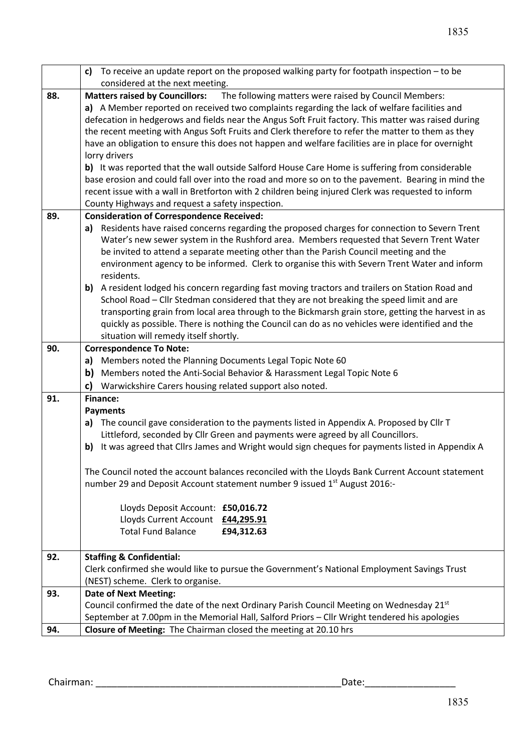| | |
|---|---|
| | **c)** To receive an update report on the proposed walking party for footpath inspection – to be considered at the next meeting. |
| **88.** | **Matters raised by Councillors:** The following matters were raised by Council Members:<br>**a)** A Member reported on received two complaints regarding the lack of welfare facilities and defecation in hedgerows and fields near the Angus Soft Fruit factory. This matter was raised during the recent meeting with Angus Soft Fruits and Clerk therefore to refer the matter to them as they have an obligation to ensure this does not happen and welfare facilities are in place for overnight lorry drivers<br>**b)** It was reported that the wall outside Salford House Care Home is suffering from considerable base erosion and could fall over into the road and more so on to the pavement. Bearing in mind the recent issue with a wall in Bretforton with 2 children being injured Clerk was requested to inform County Highways and request a safety inspection. |
| **89.** | **Consideration of Correspondence Received:**<br>**a)** Residents have raised concerns regarding the proposed charges for connection to Severn Trent Water's new sewer system in the Rushford area. Members requested that Severn Trent Water be invited to attend a separate meeting other than the Parish Council meeting and the environment agency to be informed. Clerk to organise this with Severn Trent Water and inform residents.<br>**b)** A resident lodged his concern regarding fast moving tractors and trailers on Station Road and School Road – Cllr Stedman considered that they are not breaking the speed limit and are transporting grain from local area through to the Bickmarsh grain store, getting the harvest in as quickly as possible. There is nothing the Council can do as no vehicles were identified and the situation will remedy itself shortly. |
| **90.** | **Correspondence To Note:**<br>**a)** Members noted the Planning Documents Legal Topic Note 60<br>**b)** Members noted the Anti-Social Behavior & Harassment Legal Topic Note 6<br>**c)** Warwickshire Carers housing related support also noted. |
| **91.** | **Finance:**<br>**Payments**<br>**a)** The council gave consideration to the payments listed in Appendix A. Proposed by Cllr T Littleford, seconded by Cllr Green and payments were agreed by all Councillors.<br>**b)** It was agreed that Cllrs James and Wright would sign cheques for payments listed in Appendix A<br><br>The Council noted the account balances reconciled with the Lloyds Bank Current Account statement number 29 and Deposit Account statement number 9 issued 1st August 2016:-<br><br>Lloyds Deposit Account: **£50,016.72**<br>Lloyds Current Account **£44,295.91**<br>Total Fund Balance **£94,312.63** |
| **92.** | **Staffing & Confidential:**<br>Clerk confirmed she would like to pursue the Government's National Employment Savings Trust (NEST) scheme. Clerk to organise. |
| **93.** | **Date of Next Meeting:**<br>Council confirmed the date of the next Ordinary Parish Council Meeting on Wednesday 21st September at 7.00pm in the Memorial Hall, Salford Priors – Cllr Wright tendered his apologies |
| **94.** | **Closure of Meeting:** The Chairman closed the meeting at 20.10 hrs |

Chairman: _______________________________________________Date:_________________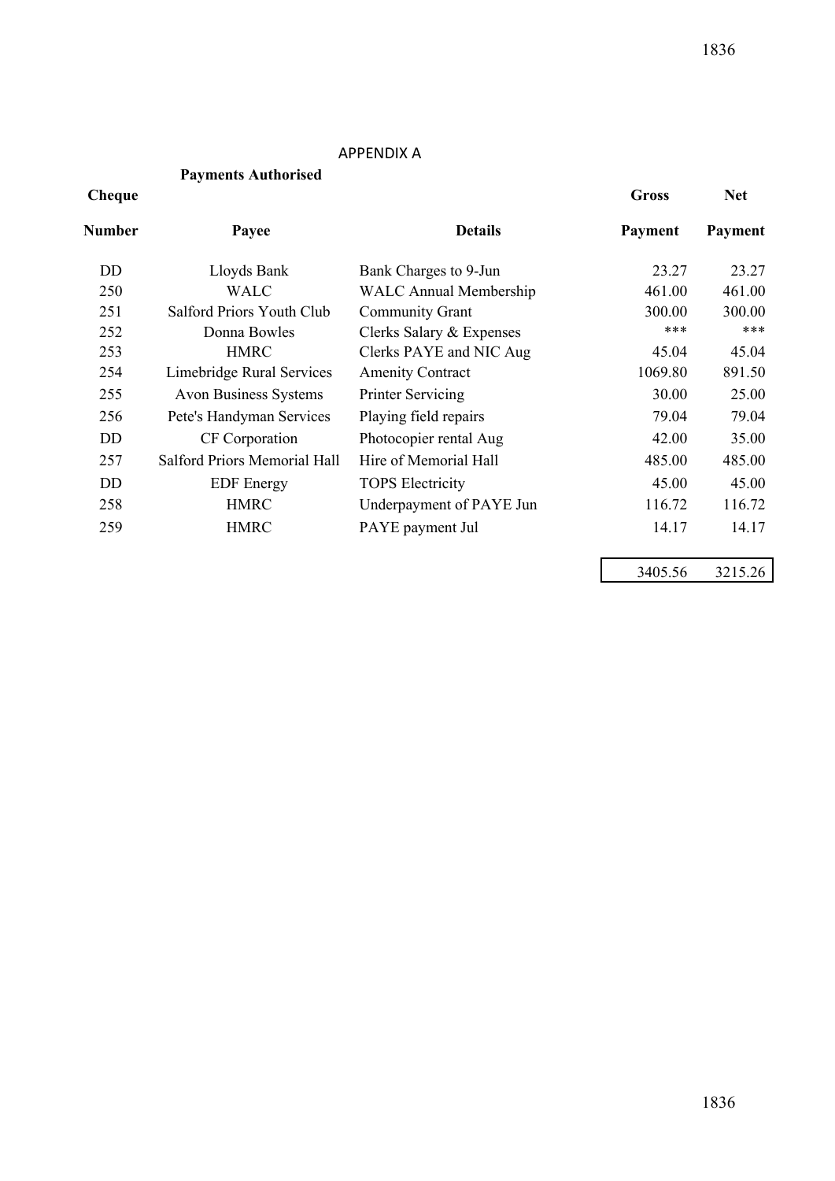APPENDIX A

**Payments Authorised**

| **Cheque Number** | **Payee** | **Details** | **Gross Payment** | **Net Payment** |
|---|---|---|---|---|
| DD | Lloyds Bank | Bank Charges to 9-Jun | 23.27 | 23.27 |
| 250 | WALC | WALC Annual Membership | 461.00 | 461.00 |
| 251 | Salford Priors Youth Club | Community Grant | 300.00 | 300.00 |
| 252 | Donna Bowles | Clerks Salary & Expenses | *** | *** |
| 253 | HMRC | Clerks PAYE and NIC Aug | 45.04 | 45.04 |
| 254 | Limebridge Rural Services | Amenity Contract | 1069.80 | 891.50 |
| 255 | Avon Business Systems | Printer Servicing | 30.00 | 25.00 |
| 256 | Pete's Handyman Services | Playing field repairs | 79.04 | 79.04 |
| DD | CF Corporation | Photocopier rental Aug | 42.00 | 35.00 |
| 257 | Salford Priors Memorial Hall | Hire of Memorial Hall | 485.00 | 485.00 |
| DD | EDF Energy | TOPS Electricity | 45.00 | 45.00 |
| 258 | HMRC | Underpayment of PAYE Jun | 116.72 | 116.72 |
| 259 | HMRC | PAYE payment Jul | 14.17 | 14.17 |
| | | | 3405.56 | 3215.26 |